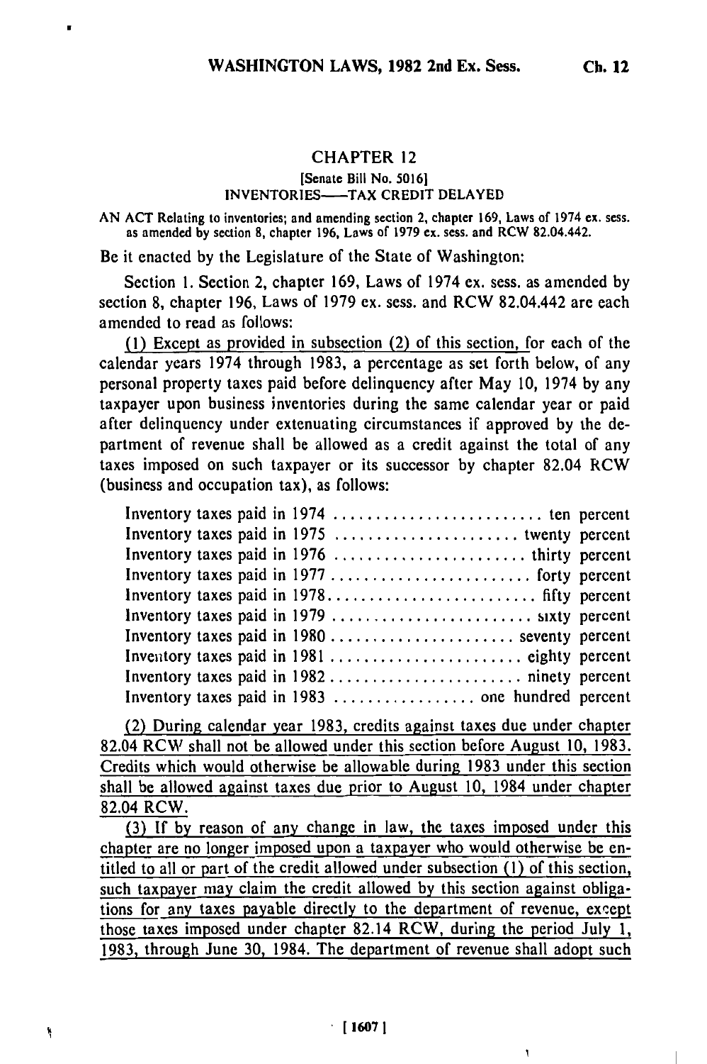# CHAPTER 12

[Senate Bill No. 5016]

INVENTORIES——TAX CREDIT DELAYED

AN ACT Relating to inventories; and amending section 2, chapter 169, Laws of 1974 ex. sess. as amended by section 8, chapter 196, Laws of 1979 ex. sess. and RCW 82.04.442.

Be it enacted by the Legislature of the State of Washington:

Section 1. Section 2, chapter 169, Laws of 1974 ex. sess. as amended by section 8, chapter 196, Laws of 1979 ex. sess. and RCW 82.04.442 are each amended to read as follows:

(1) Except as provided in subsection (2) of this section, for each of the calendar years 1974 through 1983, a percentage as set forth below, of any personal property taxes paid before delinquency after May 10, 1974 by any taxpayer upon business inventories during the same calendar year or paid after delinquency under extenuating circumstances if approved by the department of revenue shall be allowed as a credit against the total of any taxes imposed on such taxpayer or its successor by chapter 82.04 RCW (business and occupation tax), as follows:

Inventory taxes paid in 1974 .......................... ten percent
Inventory taxes paid in 1975 ...................... twenty percent
Inventory taxes paid in 1976 ....................... thirty percent
Inventory taxes paid in 1977 ......................... forty percent
Inventory taxes paid in 1978 ........................... fifty percent
Inventory taxes paid in 1979 .......................... sixty percent
Inventory taxes paid in 1980 ....................... seventy percent
Inventory taxes paid in 1981 ......................... eighty percent
Inventory taxes paid in 1982 .......................... ninety percent
Inventory taxes paid in 1983 ................. one hundred percent

(2) During calendar year 1983, credits against taxes due under chapter 82.04 RCW shall not be allowed under this section before August 10, 1983. Credits which would otherwise be allowable during 1983 under this section shall be allowed against taxes due prior to August 10, 1984 under chapter 82.04 RCW.

(3) If by reason of any change in law, the taxes imposed under this chapter are no longer imposed upon a taxpayer who would otherwise be entitled to all or part of the credit allowed under subsection (1) of this section, such taxpayer may claim the credit allowed by this section against obligations for any taxes payable directly to the department of revenue, except those taxes imposed under chapter 82.14 RCW, during the period July 1, 1983, through June 30, 1984. The department of revenue shall adopt such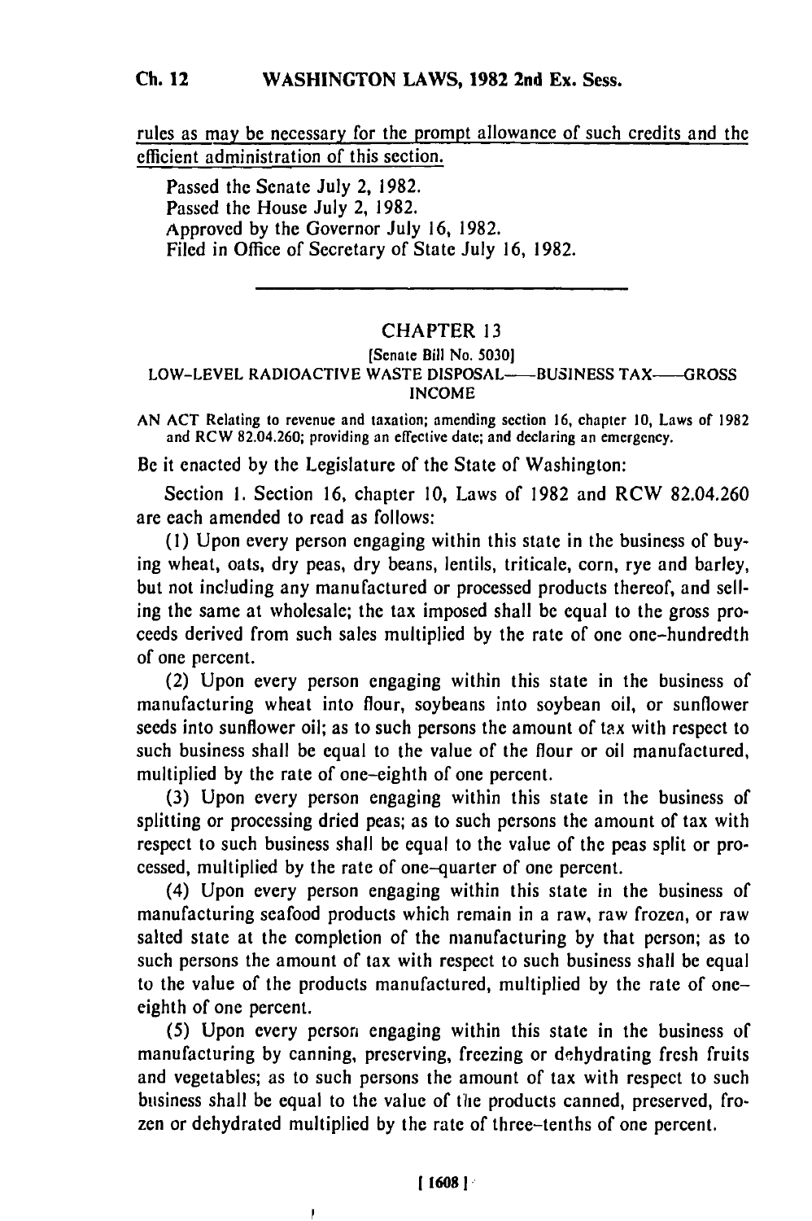rules as may be necessary for the prompt allowance of such credits and the efficient administration of this section.

Passed the Senate July 2, 1982.
Passed the House July 2, 1982.
Approved by the Governor July 16, 1982.
Filed in Office of Secretary of State July 16, 1982.

---

## CHAPTER 13

[Senate Bill No. 5030]

### LOW-LEVEL RADIOACTIVE WASTE DISPOSAL——BUSINESS TAX——GROSS INCOME

AN ACT Relating to revenue and taxation; amending section 16, chapter 10, Laws of 1982 and RCW 82.04.260; providing an effective date; and declaring an emergency.

Be it enacted by the Legislature of the State of Washington:

Section 1. Section 16, chapter 10, Laws of 1982 and RCW 82.04.260 are each amended to read as follows:

(1) Upon every person engaging within this state in the business of buying wheat, oats, dry peas, dry beans, lentils, triticale, corn, rye and barley, but not including any manufactured or processed products thereof, and selling the same at wholesale; the tax imposed shall be equal to the gross proceeds derived from such sales multiplied by the rate of one one-hundredth of one percent.

(2) Upon every person engaging within this state in the business of manufacturing wheat into flour, soybeans into soybean oil, or sunflower seeds into sunflower oil; as to such persons the amount of tax with respect to such business shall be equal to the value of the flour or oil manufactured, multiplied by the rate of one-eighth of one percent.

(3) Upon every person engaging within this state in the business of splitting or processing dried peas; as to such persons the amount of tax with respect to such business shall be equal to the value of the peas split or processed, multiplied by the rate of one-quarter of one percent.

(4) Upon every person engaging within this state in the business of manufacturing seafood products which remain in a raw, raw frozen, or raw salted state at the completion of the manufacturing by that person; as to such persons the amount of tax with respect to such business shall be equal to the value of the products manufactured, multiplied by the rate of one-eighth of one percent.

(5) Upon every person engaging within this state in the business of manufacturing by canning, preserving, freezing or dehydrating fresh fruits and vegetables; as to such persons the amount of tax with respect to such business shall be equal to the value of the products canned, preserved, frozen or dehydrated multiplied by the rate of three-tenths of one percent.